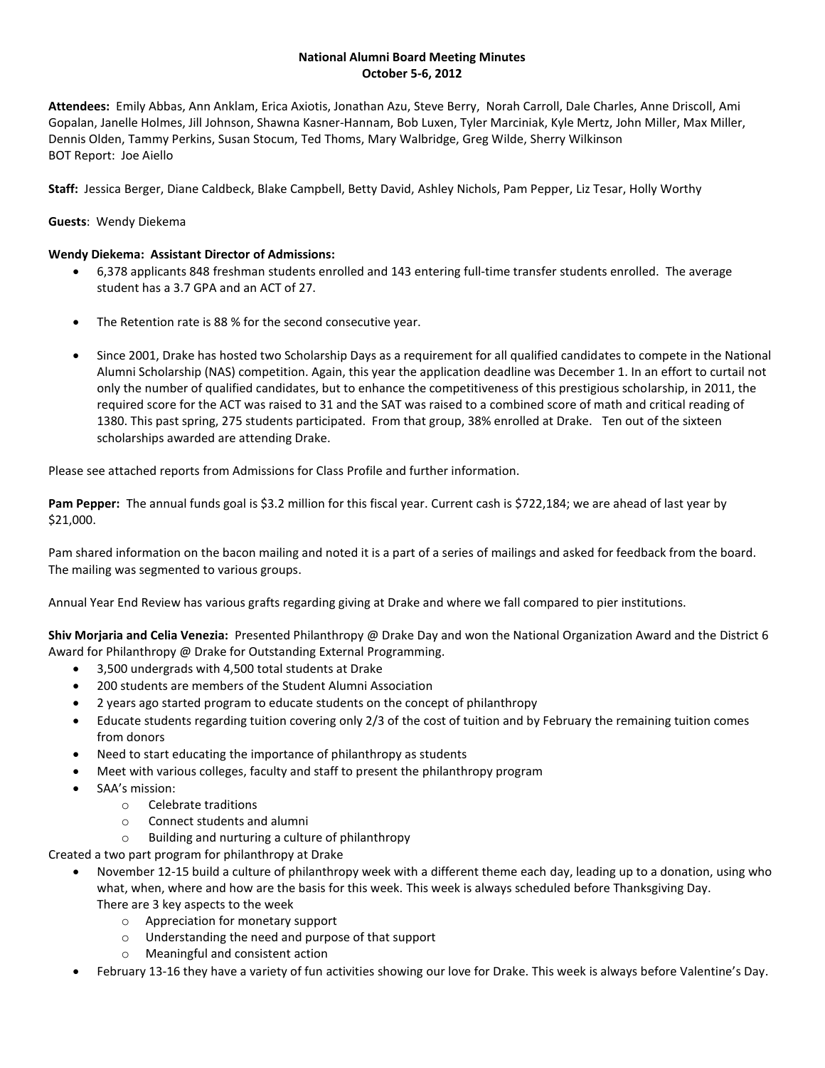# National Alumni Board Meeting Minutes
## October 5-6, 2012

**Attendees:** Emily Abbas, Ann Anklam, Erica Axiotis, Jonathan Azu, Steve Berry, Norah Carroll, Dale Charles, Anne Driscoll, Ami Gopalan, Janelle Holmes, Jill Johnson, Shawna Kasner-Hannam, Bob Luxen, Tyler Marciniak, Kyle Mertz, John Miller, Max Miller, Dennis Olden, Tammy Perkins, Susan Stocum, Ted Thoms, Mary Walbridge, Greg Wilde, Sherry Wilkinson
BOT Report: Joe Aiello

**Staff:** Jessica Berger, Diane Caldbeck, Blake Campbell, Betty David, Ashley Nichols, Pam Pepper, Liz Tesar, Holly Worthy

**Guests**: Wendy Diekema

**Wendy Diekema: Assistant Director of Admissions:**

- 6,378 applicants 848 freshman students enrolled and 143 entering full-time transfer students enrolled. The average student has a 3.7 GPA and an ACT of 27.
- The Retention rate is 88 % for the second consecutive year.
- Since 2001, Drake has hosted two Scholarship Days as a requirement for all qualified candidates to compete in the National Alumni Scholarship (NAS) competition. Again, this year the application deadline was December 1. In an effort to curtail not only the number of qualified candidates, but to enhance the competitiveness of this prestigious scholarship, in 2011, the required score for the ACT was raised to 31 and the SAT was raised to a combined score of math and critical reading of 1380. This past spring, 275 students participated. From that group, 38% enrolled at Drake. Ten out of the sixteen scholarships awarded are attending Drake.

Please see attached reports from Admissions for Class Profile and further information.

**Pam Pepper:** The annual funds goal is $3.2 million for this fiscal year. Current cash is $722,184; we are ahead of last year by $21,000.

Pam shared information on the bacon mailing and noted it is a part of a series of mailings and asked for feedback from the board. The mailing was segmented to various groups.

Annual Year End Review has various grafts regarding giving at Drake and where we fall compared to pier institutions.

**Shiv Morjaria and Celia Venezia:** Presented Philanthropy @ Drake Day and won the National Organization Award and the District 6 Award for Philanthropy @ Drake for Outstanding External Programming.

- 3,500 undergrads with 4,500 total students at Drake
- 200 students are members of the Student Alumni Association
- 2 years ago started program to educate students on the concept of philanthropy
- Educate students regarding tuition covering only 2/3 of the cost of tuition and by February the remaining tuition comes from donors
- Need to start educating the importance of philanthropy as students
- Meet with various colleges, faculty and staff to present the philanthropy program
- SAA's mission:
  - Celebrate traditions
  - Connect students and alumni
  - Building and nurturing a culture of philanthropy

Created a two part program for philanthropy at Drake

- November 12-15 build a culture of philanthropy week with a different theme each day, leading up to a donation, using who what, when, where and how are the basis for this week. This week is always scheduled before Thanksgiving Day.
  There are 3 key aspects to the week
  - Appreciation for monetary support
  - Understanding the need and purpose of that support
  - Meaningful and consistent action
- February 13-16 they have a variety of fun activities showing our love for Drake. This week is always before Valentine's Day.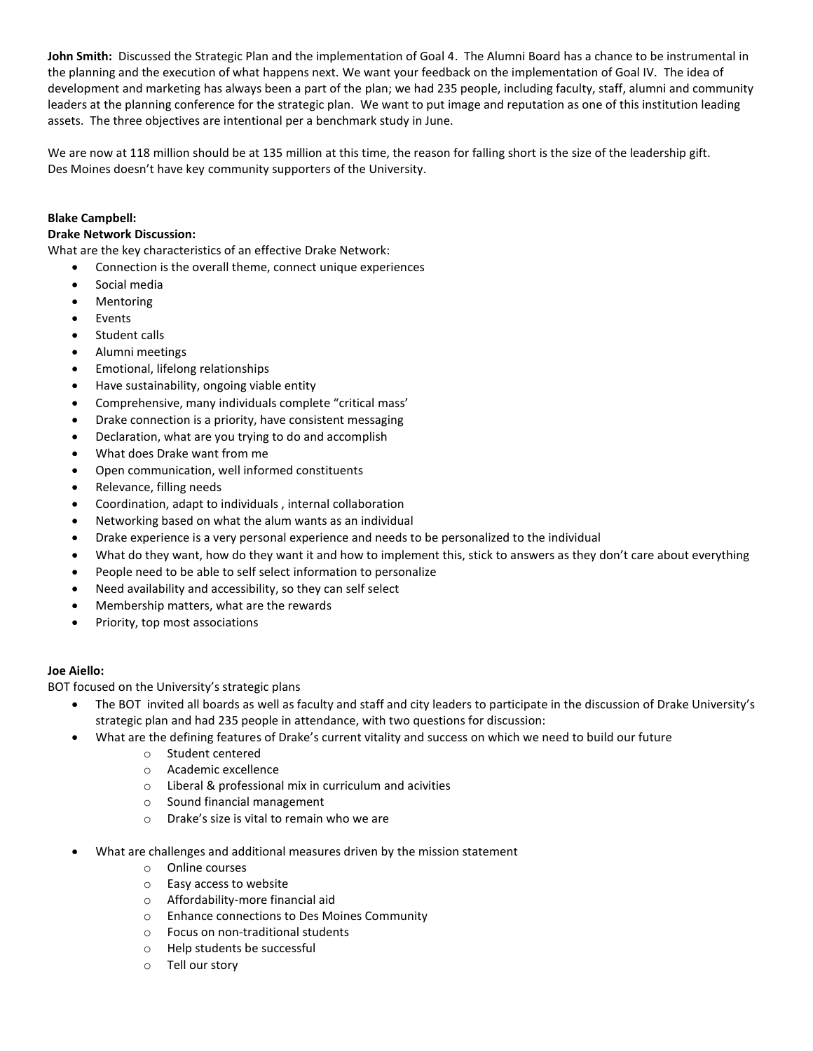**John Smith:** Discussed the Strategic Plan and the implementation of Goal 4. The Alumni Board has a chance to be instrumental in the planning and the execution of what happens next. We want your feedback on the implementation of Goal IV. The idea of development and marketing has always been a part of the plan; we had 235 people, including faculty, staff, alumni and community leaders at the planning conference for the strategic plan. We want to put image and reputation as one of this institution leading assets. The three objectives are intentional per a benchmark study in June.

We are now at 118 million should be at 135 million at this time, the reason for falling short is the size of the leadership gift. Des Moines doesn't have key community supporters of the University.

**Blake Campbell:**

**Drake Network Discussion:**

What are the key characteristics of an effective Drake Network:

- Connection is the overall theme, connect unique experiences
- Social media
- Mentoring
- Events
- Student calls
- Alumni meetings
- Emotional, lifelong relationships
- Have sustainability, ongoing viable entity
- Comprehensive, many individuals complete "critical mass'
- Drake connection is a priority, have consistent messaging
- Declaration, what are you trying to do and accomplish
- What does Drake want from me
- Open communication, well informed constituents
- Relevance, filling needs
- Coordination, adapt to individuals , internal collaboration
- Networking based on what the alum wants as an individual
- Drake experience is a very personal experience and needs to be personalized to the individual
- What do they want, how do they want it and how to implement this, stick to answers as they don't care about everything
- People need to be able to self select information to personalize
- Need availability and accessibility, so they can self select
- Membership matters, what are the rewards
- Priority, top most associations

**Joe Aiello:**

BOT focused on the University's strategic plans

- The BOT invited all boards as well as faculty and staff and city leaders to participate in the discussion of Drake University's strategic plan and had 235 people in attendance, with two questions for discussion:
- What are the defining features of Drake's current vitality and success on which we need to build our future
  - Student centered
  - Academic excellence
  - Liberal & professional mix in curriculum and acivities
  - Sound financial management
  - Drake's size is vital to remain who we are
- What are challenges and additional measures driven by the mission statement
  - Online courses
  - Easy access to website
  - Affordability-more financial aid
  - Enhance connections to Des Moines Community
  - Focus on non-traditional students
  - Help students be successful
  - Tell our story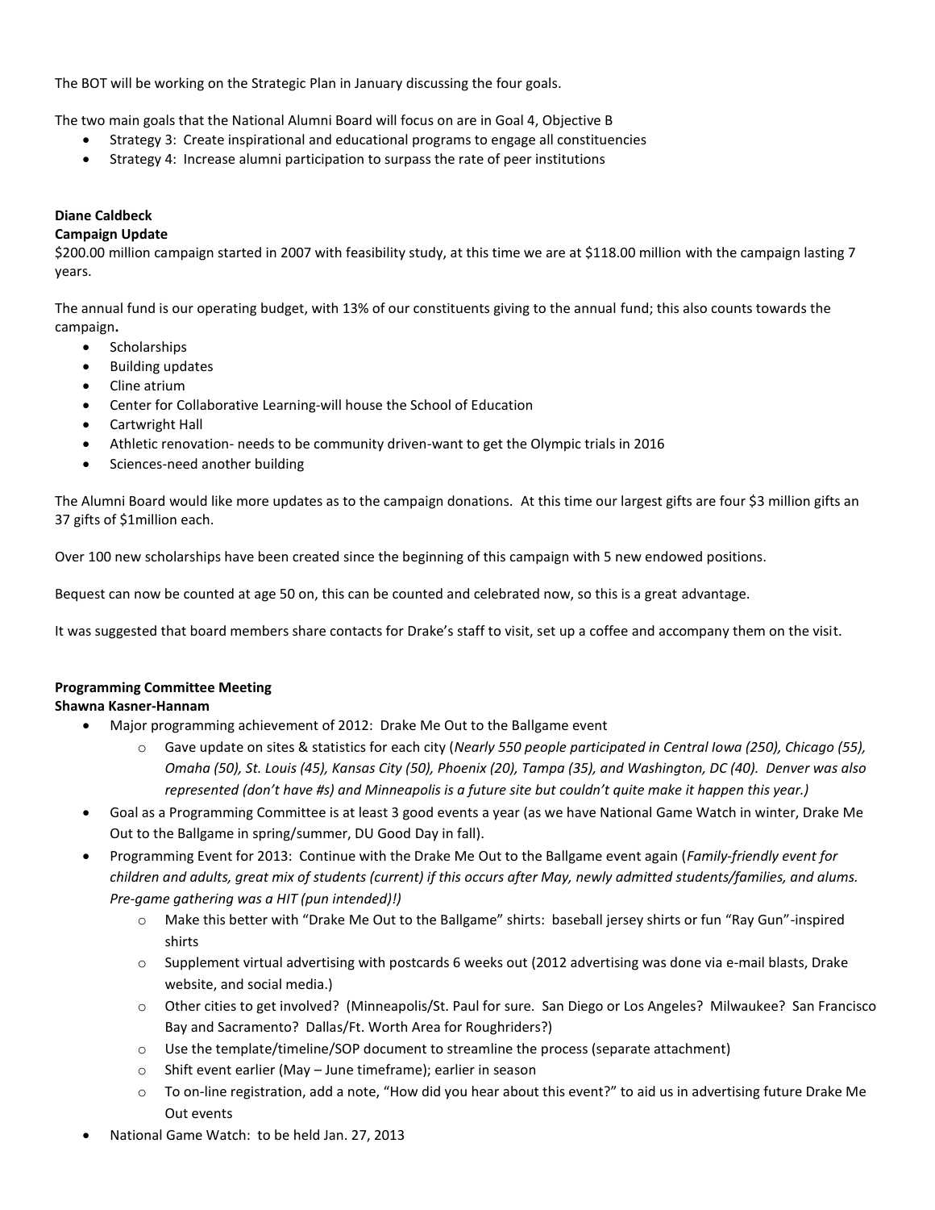The BOT will be working on the Strategic Plan in January discussing the four goals.

The two main goals that the National Alumni Board will focus on are in Goal 4, Objective B

- Strategy 3: Create inspirational and educational programs to engage all constituencies
- Strategy 4: Increase alumni participation to surpass the rate of peer institutions

**Diane Caldbeck**
**Campaign Update**

$200.00 million campaign started in 2007 with feasibility study, at this time we are at $118.00 million with the campaign lasting 7 years.

The annual fund is our operating budget, with 13% of our constituents giving to the annual fund; this also counts towards the campaign**.**

- Scholarships
- Building updates
- Cline atrium
- Center for Collaborative Learning-will house the School of Education
- Cartwright Hall
- Athletic renovation- needs to be community driven-want to get the Olympic trials in 2016
- Sciences-need another building

The Alumni Board would like more updates as to the campaign donations. At this time our largest gifts are four $3 million gifts an 37 gifts of $1million each.

Over 100 new scholarships have been created since the beginning of this campaign with 5 new endowed positions.

Bequest can now be counted at age 50 on, this can be counted and celebrated now, so this is a great advantage.

It was suggested that board members share contacts for Drake's staff to visit, set up a coffee and accompany them on the visit.

**Programming Committee Meeting**
**Shawna Kasner-Hannam**

- Major programming achievement of 2012: Drake Me Out to the Ballgame event
  - Gave update on sites & statistics for each city (*Nearly 550 people participated in Central Iowa (250), Chicago (55), Omaha (50), St. Louis (45), Kansas City (50), Phoenix (20), Tampa (35), and Washington, DC (40). Denver was also represented (don't have #s) and Minneapolis is a future site but couldn't quite make it happen this year.)*
- Goal as a Programming Committee is at least 3 good events a year (as we have National Game Watch in winter, Drake Me Out to the Ballgame in spring/summer, DU Good Day in fall).
- Programming Event for 2013: Continue with the Drake Me Out to the Ballgame event again (*Family-friendly event for children and adults, great mix of students (current) if this occurs after May, newly admitted students/families, and alums. Pre-game gathering was a HIT (pun intended)!)*
  - Make this better with "Drake Me Out to the Ballgame" shirts: baseball jersey shirts or fun "Ray Gun"-inspired shirts
  - Supplement virtual advertising with postcards 6 weeks out (2012 advertising was done via e-mail blasts, Drake website, and social media.)
  - Other cities to get involved? (Minneapolis/St. Paul for sure. San Diego or Los Angeles? Milwaukee? San Francisco Bay and Sacramento? Dallas/Ft. Worth Area for Roughriders?)
  - Use the template/timeline/SOP document to streamline the process (separate attachment)
  - Shift event earlier (May – June timeframe); earlier in season
  - To on-line registration, add a note, "How did you hear about this event?" to aid us in advertising future Drake Me Out events
- National Game Watch: to be held Jan. 27, 2013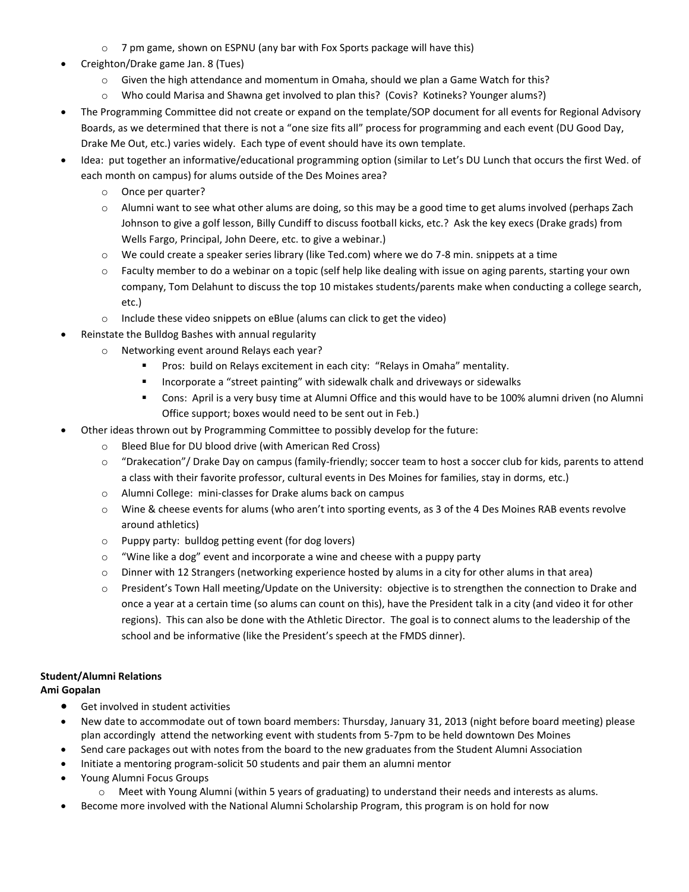- 7 pm game, shown on ESPNU (any bar with Fox Sports package will have this)
- Creighton/Drake game Jan. 8 (Tues)
  - Given the high attendance and momentum in Omaha, should we plan a Game Watch for this?
  - Who could Marisa and Shawna get involved to plan this? (Covis? Kotineks? Younger alums?)
- The Programming Committee did not create or expand on the template/SOP document for all events for Regional Advisory Boards, as we determined that there is not a "one size fits all" process for programming and each event (DU Good Day, Drake Me Out, etc.) varies widely. Each type of event should have its own template.
- Idea: put together an informative/educational programming option (similar to Let's DU Lunch that occurs the first Wed. of each month on campus) for alums outside of the Des Moines area?
  - Once per quarter?
  - Alumni want to see what other alums are doing, so this may be a good time to get alums involved (perhaps Zach Johnson to give a golf lesson, Billy Cundiff to discuss football kicks, etc.? Ask the key execs (Drake grads) from Wells Fargo, Principal, John Deere, etc. to give a webinar.)
  - We could create a speaker series library (like Ted.com) where we do 7-8 min. snippets at a time
  - Faculty member to do a webinar on a topic (self help like dealing with issue on aging parents, starting your own company, Tom Delahunt to discuss the top 10 mistakes students/parents make when conducting a college search, etc.)
  - Include these video snippets on eBlue (alums can click to get the video)
- Reinstate the Bulldog Bashes with annual regularity
  - Networking event around Relays each year?
    - Pros: build on Relays excitement in each city: "Relays in Omaha" mentality.
    - Incorporate a "street painting" with sidewalk chalk and driveways or sidewalks
    - Cons: April is a very busy time at Alumni Office and this would have to be 100% alumni driven (no Alumni Office support; boxes would need to be sent out in Feb.)
- Other ideas thrown out by Programming Committee to possibly develop for the future:
  - Bleed Blue for DU blood drive (with American Red Cross)
  - "Drakecation"/ Drake Day on campus (family-friendly; soccer team to host a soccer club for kids, parents to attend a class with their favorite professor, cultural events in Des Moines for families, stay in dorms, etc.)
  - Alumni College: mini-classes for Drake alums back on campus
  - Wine & cheese events for alums (who aren't into sporting events, as 3 of the 4 Des Moines RAB events revolve around athletics)
  - Puppy party: bulldog petting event (for dog lovers)
  - "Wine like a dog" event and incorporate a wine and cheese with a puppy party
  - Dinner with 12 Strangers (networking experience hosted by alums in a city for other alums in that area)
  - President's Town Hall meeting/Update on the University: objective is to strengthen the connection to Drake and once a year at a certain time (so alums can count on this), have the President talk in a city (and video it for other regions). This can also be done with the Athletic Director. The goal is to connect alums to the leadership of the school and be informative (like the President's speech at the FMDS dinner).

**Student/Alumni Relations**
**Ami Gopalan**

- Get involved in student activities
- New date to accommodate out of town board members: Thursday, January 31, 2013 (night before board meeting) please plan accordingly attend the networking event with students from 5-7pm to be held downtown Des Moines
- Send care packages out with notes from the board to the new graduates from the Student Alumni Association
- Initiate a mentoring program-solicit 50 students and pair them an alumni mentor
- Young Alumni Focus Groups
  - Meet with Young Alumni (within 5 years of graduating) to understand their needs and interests as alums.
- Become more involved with the National Alumni Scholarship Program, this program is on hold for now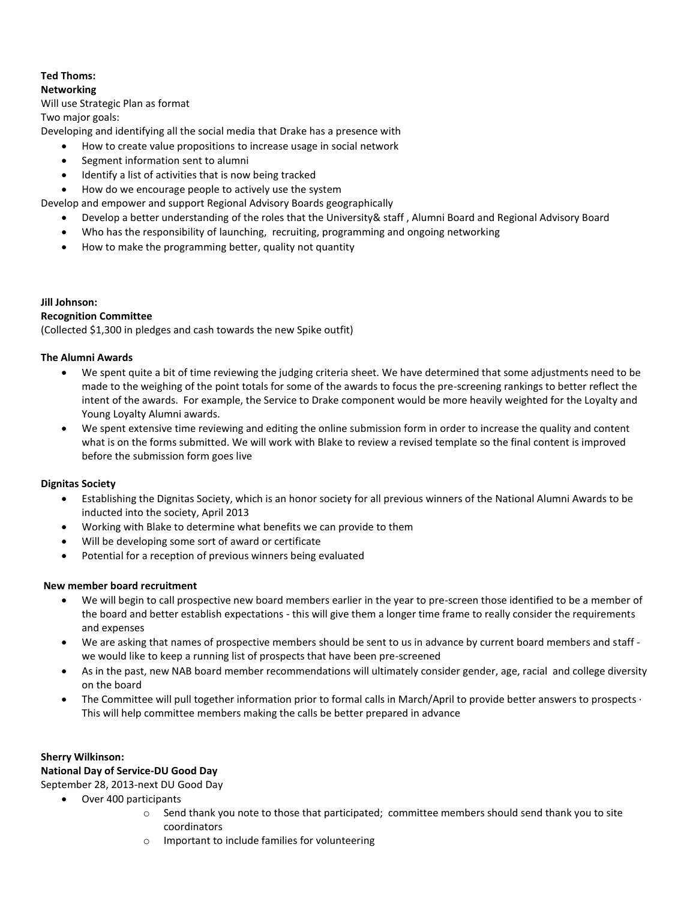**Ted Thoms:**

**Networking**

Will use Strategic Plan as format

Two major goals:

Developing and identifying all the social media that Drake has a presence with

- How to create value propositions to increase usage in social network
- Segment information sent to alumni
- Identify a list of activities that is now being tracked
- How do we encourage people to actively use the system

Develop and empower and support Regional Advisory Boards geographically

- Develop a better understanding of the roles that the University& staff , Alumni Board and Regional Advisory Board
- Who has the responsibility of launching, recruiting, programming and ongoing networking
- How to make the programming better, quality not quantity

**Jill Johnson:**

**Recognition Committee**

(Collected $1,300 in pledges and cash towards the new Spike outfit)

**The Alumni Awards**

- We spent quite a bit of time reviewing the judging criteria sheet. We have determined that some adjustments need to be made to the weighing of the point totals for some of the awards to focus the pre-screening rankings to better reflect the intent of the awards. For example, the Service to Drake component would be more heavily weighted for the Loyalty and Young Loyalty Alumni awards.
- We spent extensive time reviewing and editing the online submission form in order to increase the quality and content what is on the forms submitted. We will work with Blake to review a revised template so the final content is improved before the submission form goes live

**Dignitas Society**

- Establishing the Dignitas Society, which is an honor society for all previous winners of the National Alumni Awards to be inducted into the society, April 2013
- Working with Blake to determine what benefits we can provide to them
- Will be developing some sort of award or certificate
- Potential for a reception of previous winners being evaluated

**New member board recruitment**

- We will begin to call prospective new board members earlier in the year to pre-screen those identified to be a member of the board and better establish expectations - this will give them a longer time frame to really consider the requirements and expenses
- We are asking that names of prospective members should be sent to us in advance by current board members and staff - we would like to keep a running list of prospects that have been pre-screened
- As in the past, new NAB board member recommendations will ultimately consider gender, age, racial and college diversity on the board
- The Committee will pull together information prior to formal calls in March/April to provide better answers to prospects · This will help committee members making the calls be better prepared in advance

**Sherry Wilkinson:**

**National Day of Service-DU Good Day**

September 28, 2013-next DU Good Day

- Over 400 participants
  - Send thank you note to those that participated; committee members should send thank you to site coordinators
  - Important to include families for volunteering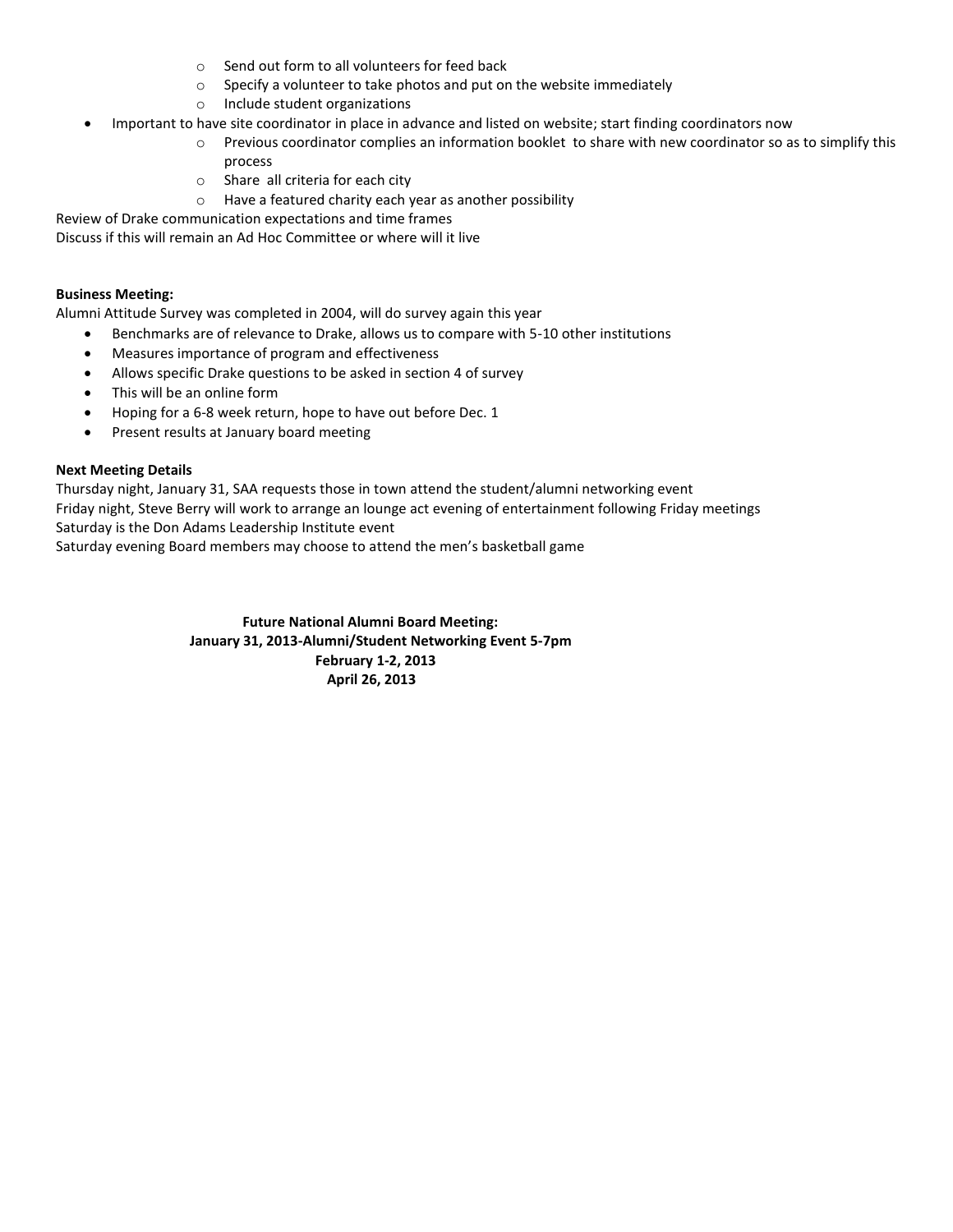- Send out form to all volunteers for feed back
  - Specify a volunteer to take photos and put on the website immediately
  - Include student organizations
- Important to have site coordinator in place in advance and listed on website; start finding coordinators now
  - Previous coordinator complies an information booklet to share with new coordinator so as to simplify this process
  - Share all criteria for each city
  - Have a featured charity each year as another possibility

Review of Drake communication expectations and time frames

Discuss if this will remain an Ad Hoc Committee or where will it live

**Business Meeting:**

Alumni Attitude Survey was completed in 2004, will do survey again this year

- Benchmarks are of relevance to Drake, allows us to compare with 5-10 other institutions
- Measures importance of program and effectiveness
- Allows specific Drake questions to be asked in section 4 of survey
- This will be an online form
- Hoping for a 6-8 week return, hope to have out before Dec. 1
- Present results at January board meeting

**Next Meeting Details**

Thursday night, January 31, SAA requests those in town attend the student/alumni networking event

Friday night, Steve Berry will work to arrange an lounge act evening of entertainment following Friday meetings

Saturday is the Don Adams Leadership Institute event

Saturday evening Board members may choose to attend the men's basketball game

**Future National Alumni Board Meeting:**
**January 31, 2013-Alumni/Student Networking Event 5-7pm**
**February 1-2, 2013**
**April 26, 2013**